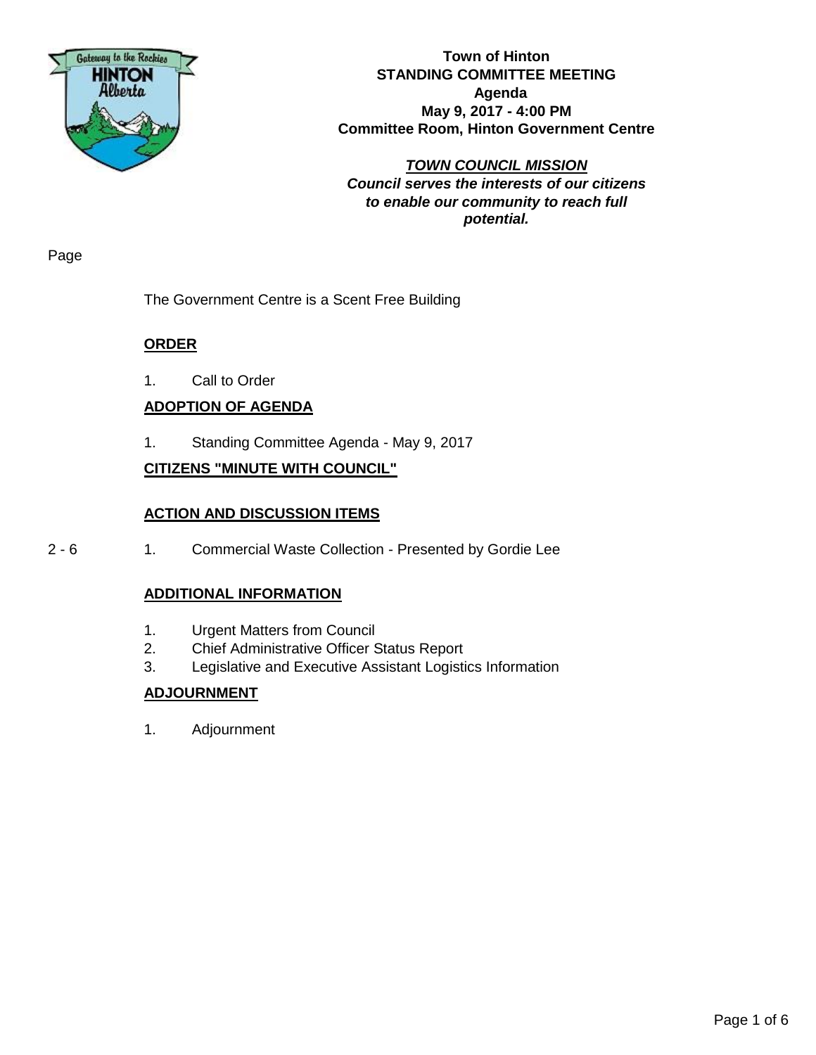**Town of Hinton**
**STANDING COMMITTEE MEETING**
**Agenda**
**May 9, 2017 - 4:00 PM**
**Committee Room, Hinton Government Centre**

***TOWN COUNCIL MISSION***
***Council serves the interests of our citizens to enable our community to reach full potential.***

Page

The Government Centre is a Scent Free Building

## ORDER

1. Call to Order

## ADOPTION OF AGENDA

1. Standing Committee Agenda - May 9, 2017

## CITIZENS "MINUTE WITH COUNCIL"

## ACTION AND DISCUSSION ITEMS

2 - 6 &nbsp;&nbsp; 1. Commercial Waste Collection - Presented by Gordie Lee

## ADDITIONAL INFORMATION

1. Urgent Matters from Council
2. Chief Administrative Officer Status Report
3. Legislative and Executive Assistant Logistics Information

## ADJOURNMENT

1. Adjournment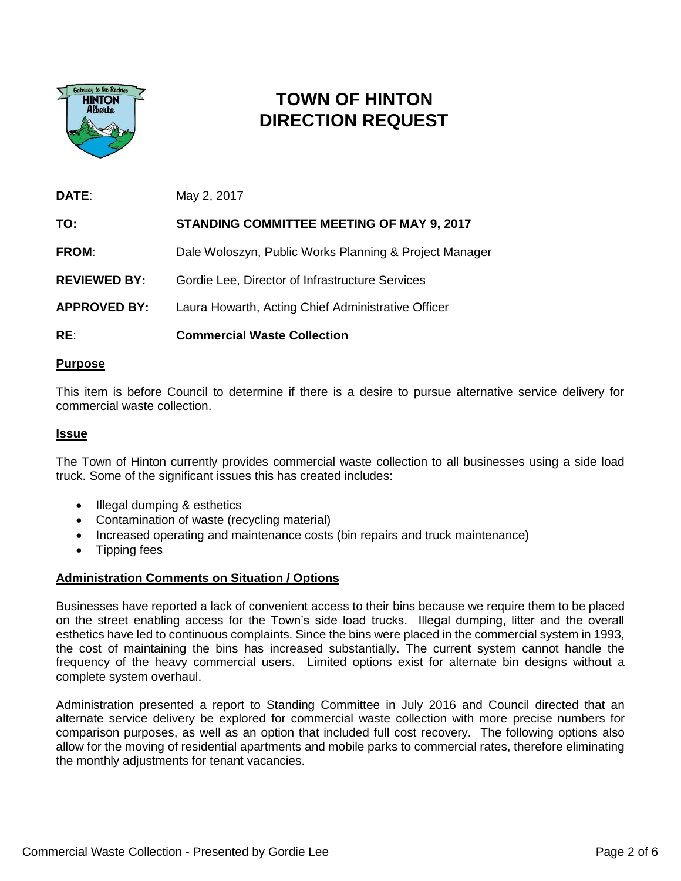# TOWN OF HINTON
# DIRECTION REQUEST

| | |
|---|---|
| **DATE**: | May 2, 2017 |
| **TO:** | **STANDING COMMITTEE MEETING OF MAY 9, 2017** |
| **FROM**: | Dale Woloszyn, Public Works Planning & Project Manager |
| **REVIEWED BY:** | Gordie Lee, Director of Infrastructure Services |
| **APPROVED BY:** | Laura Howarth, Acting Chief Administrative Officer |
| **RE**: | **Commercial Waste Collection** |

## Purpose

This item is before Council to determine if there is a desire to pursue alternative service delivery for commercial waste collection.

## Issue

The Town of Hinton currently provides commercial waste collection to all businesses using a side load truck. Some of the significant issues this has created includes:

- Illegal dumping & esthetics
- Contamination of waste (recycling material)
- Increased operating and maintenance costs (bin repairs and truck maintenance)
- Tipping fees

## Administration Comments on Situation / Options

Businesses have reported a lack of convenient access to their bins because we require them to be placed on the street enabling access for the Town's side load trucks. Illegal dumping, litter and the overall esthetics have led to continuous complaints. Since the bins were placed in the commercial system in 1993, the cost of maintaining the bins has increased substantially. The current system cannot handle the frequency of the heavy commercial users. Limited options exist for alternate bin designs without a complete system overhaul.

Administration presented a report to Standing Committee in July 2016 and Council directed that an alternate service delivery be explored for commercial waste collection with more precise numbers for comparison purposes, as well as an option that included full cost recovery. The following options also allow for the moving of residential apartments and mobile parks to commercial rates, therefore eliminating the monthly adjustments for tenant vacancies.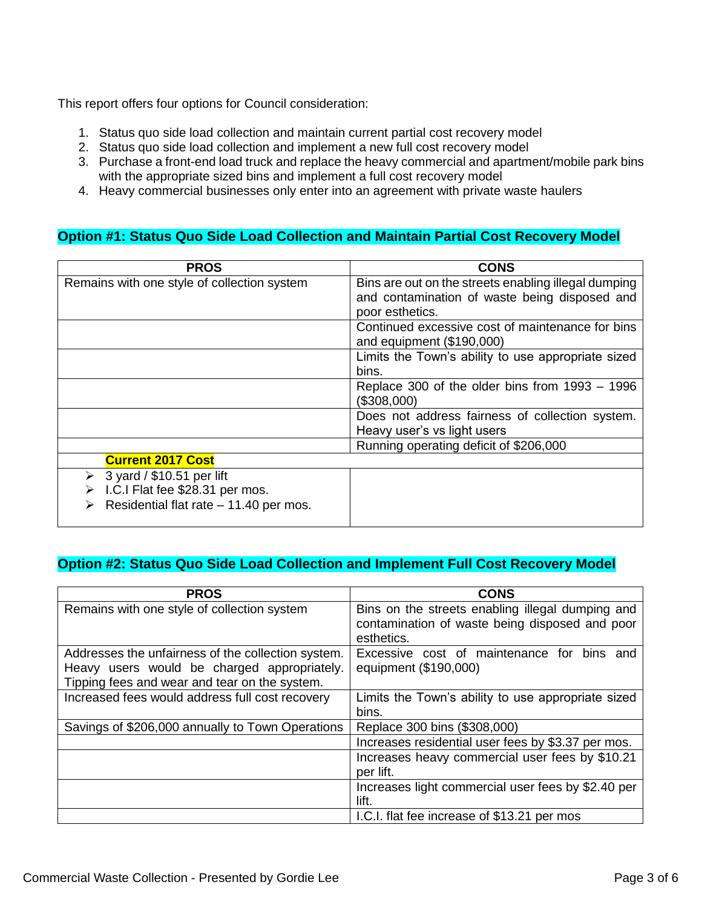This report offers four options for Council consideration:

1. Status quo side load collection and maintain current partial cost recovery model
2. Status quo side load collection and implement a new full cost recovery model
3. Purchase a front-end load truck and replace the heavy commercial and apartment/mobile park bins with the appropriate sized bins and implement a full cost recovery model
4. Heavy commercial businesses only enter into an agreement with private waste haulers

## Option #1: Status Quo Side Load Collection and Maintain Partial Cost Recovery Model

| PROS | CONS |
|---|---|
| Remains with one style of collection system | Bins are out on the streets enabling illegal dumping and contamination of waste being disposed and poor esthetics. |
| | Continued excessive cost of maintenance for bins and equipment ($190,000) |
| | Limits the Town's ability to use appropriate sized bins. |
| | Replace 300 of the older bins from 1993 – 1996 ($308,000) |
| | Does not address fairness of collection system. Heavy user's vs light users |
| | Running operating deficit of $206,000 |
| **Current 2017 Cost** | |
| ➢ 3 yard / $10.51 per lift<br>➢ I.C.I Flat fee $28.31 per mos.<br>➢ Residential flat rate – 11.40 per mos. | |

## Option #2: Status Quo Side Load Collection and Implement Full Cost Recovery Model

| PROS | CONS |
|---|---|
| Remains with one style of collection system | Bins on the streets enabling illegal dumping and contamination of waste being disposed and poor esthetics. |
| Addresses the unfairness of the collection system. Heavy users would be charged appropriately. Tipping fees and wear and tear on the system. | Excessive cost of maintenance for bins and equipment ($190,000) |
| Increased fees would address full cost recovery | Limits the Town's ability to use appropriate sized bins. |
| Savings of $206,000 annually to Town Operations | Replace 300 bins ($308,000) |
| | Increases residential user fees by $3.37 per mos. |
| | Increases heavy commercial user fees by $10.21 per lift. |
| | Increases light commercial user fees by $2.40 per lift. |
| | I.C.I. flat fee increase of $13.21 per mos |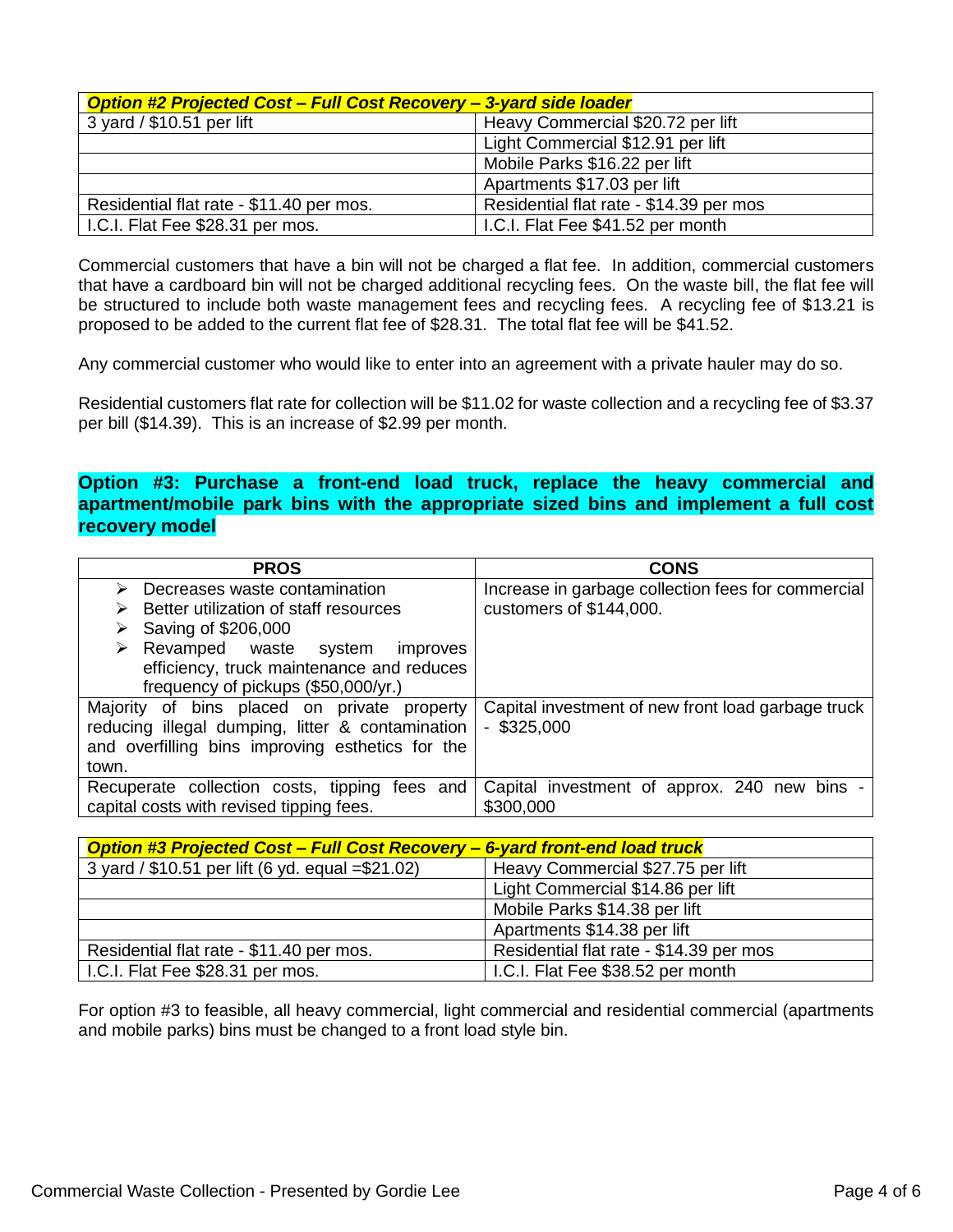| ***Option #2 Projected Cost – Full Cost Recovery – 3-yard side loader*** | |
|---|---|
| 3 yard / $10.51 per lift | Heavy Commercial $20.72 per lift |
| | Light Commercial $12.91 per lift |
| | Mobile Parks $16.22 per lift |
| | Apartments $17.03 per lift |
| Residential flat rate - $11.40 per mos. | Residential flat rate - $14.39 per mos |
| I.C.I. Flat Fee $28.31 per mos. | I.C.I. Flat Fee $41.52 per month |

Commercial customers that have a bin will not be charged a flat fee. In addition, commercial customers that have a cardboard bin will not be charged additional recycling fees. On the waste bill, the flat fee will be structured to include both waste management fees and recycling fees. A recycling fee of $13.21 is proposed to be added to the current flat fee of $28.31. The total flat fee will be $41.52.

Any commercial customer who would like to enter into an agreement with a private hauler may do so.

Residential customers flat rate for collection will be $11.02 for waste collection and a recycling fee of $3.37 per bill ($14.39). This is an increase of $2.99 per month.

### Option #3: Purchase a front-end load truck, replace the heavy commercial and apartment/mobile park bins with the appropriate sized bins and implement a full cost recovery model

| PROS | CONS |
|---|---|
| ➢ Decreases waste contamination<br>➢ Better utilization of staff resources<br>➢ Saving of $206,000<br>➢ Revamped waste system improves efficiency, truck maintenance and reduces frequency of pickups ($50,000/yr.) | Increase in garbage collection fees for commercial customers of $144,000. |
| Majority of bins placed on private property reducing illegal dumping, litter & contamination and overfilling bins improving esthetics for the town. | Capital investment of new front load garbage truck - $325,000 |
| Recuperate collection costs, tipping fees and capital costs with revised tipping fees. | Capital investment of approx. 240 new bins - $300,000 |

| ***Option #3 Projected Cost – Full Cost Recovery – 6-yard front-end load truck*** | |
|---|---|
| 3 yard / $10.51 per lift (6 yd. equal =$21.02) | Heavy Commercial $27.75 per lift |
| | Light Commercial $14.86 per lift |
| | Mobile Parks $14.38 per lift |
| | Apartments $14.38 per lift |
| Residential flat rate - $11.40 per mos. | Residential flat rate - $14.39 per mos |
| I.C.I. Flat Fee $28.31 per mos. | I.C.I. Flat Fee $38.52 per month |

For option #3 to feasible, all heavy commercial, light commercial and residential commercial (apartments and mobile parks) bins must be changed to a front load style bin.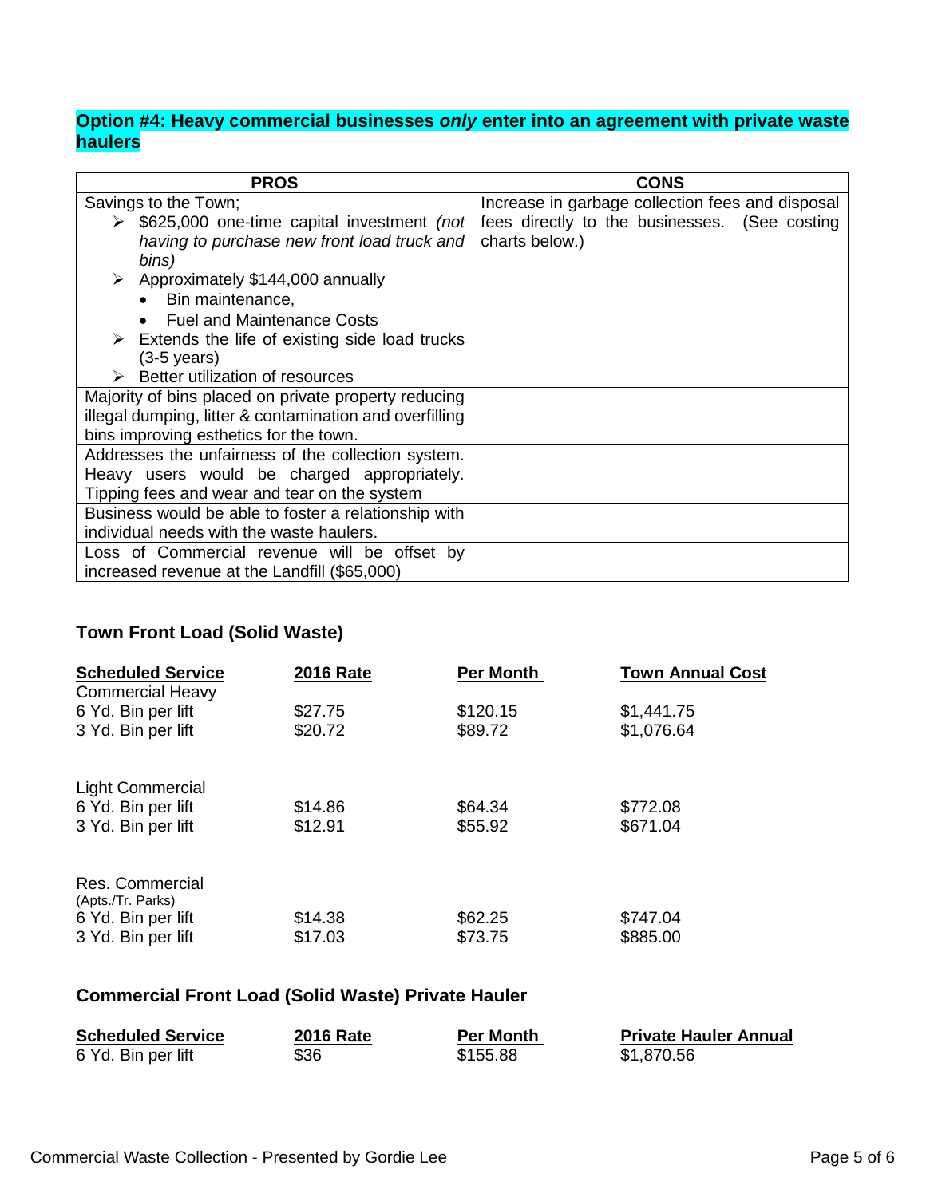**Option #4: Heavy commercial businesses *only* enter into an agreement with private waste haulers**

| PROS | CONS |
| --- | --- |
| Savings to the Town;<br>➢ $625,000 one-time capital investment *(not having to purchase new front load truck and bins)*<br>➢ Approximately $144,000 annually<br>• Bin maintenance,<br>• Fuel and Maintenance Costs<br>➢ Extends the life of existing side load trucks (3-5 years)<br>➢ Better utilization of resources | Increase in garbage collection fees and disposal fees directly to the businesses. (See costing charts below.) |
| Majority of bins placed on private property reducing illegal dumping, litter & contamination and overfilling bins improving esthetics for the town. | |
| Addresses the unfairness of the collection system. Heavy users would be charged appropriately. Tipping fees and wear and tear on the system | |
| Business would be able to foster a relationship with individual needs with the waste haulers. | |
| Loss of Commercial revenue will be offset by increased revenue at the Landfill ($65,000) | |

### Town Front Load (Solid Waste)

| Scheduled Service | 2016 Rate | Per Month | Town Annual Cost |
| --- | --- | --- | --- |
| Commercial Heavy | | | |
| 6 Yd. Bin per lift | $27.75 | $120.15 | $1,441.75 |
| 3 Yd. Bin per lift | $20.72 | $89.72 | $1,076.64 |
| Light Commercial | | | |
| 6 Yd. Bin per lift | $14.86 | $64.34 | $772.08 |
| 3 Yd. Bin per lift | $12.91 | $55.92 | $671.04 |
| Res. Commercial (Apts./Tr. Parks) | | | |
| 6 Yd. Bin per lift | $14.38 | $62.25 | $747.04 |
| 3 Yd. Bin per lift | $17.03 | $73.75 | $885.00 |

### Commercial Front Load (Solid Waste) Private Hauler

| Scheduled Service | 2016 Rate | Per Month | Private Hauler Annual |
| --- | --- | --- | --- |
| 6 Yd. Bin per lift | $36 | $155.88 | $1,870.56 |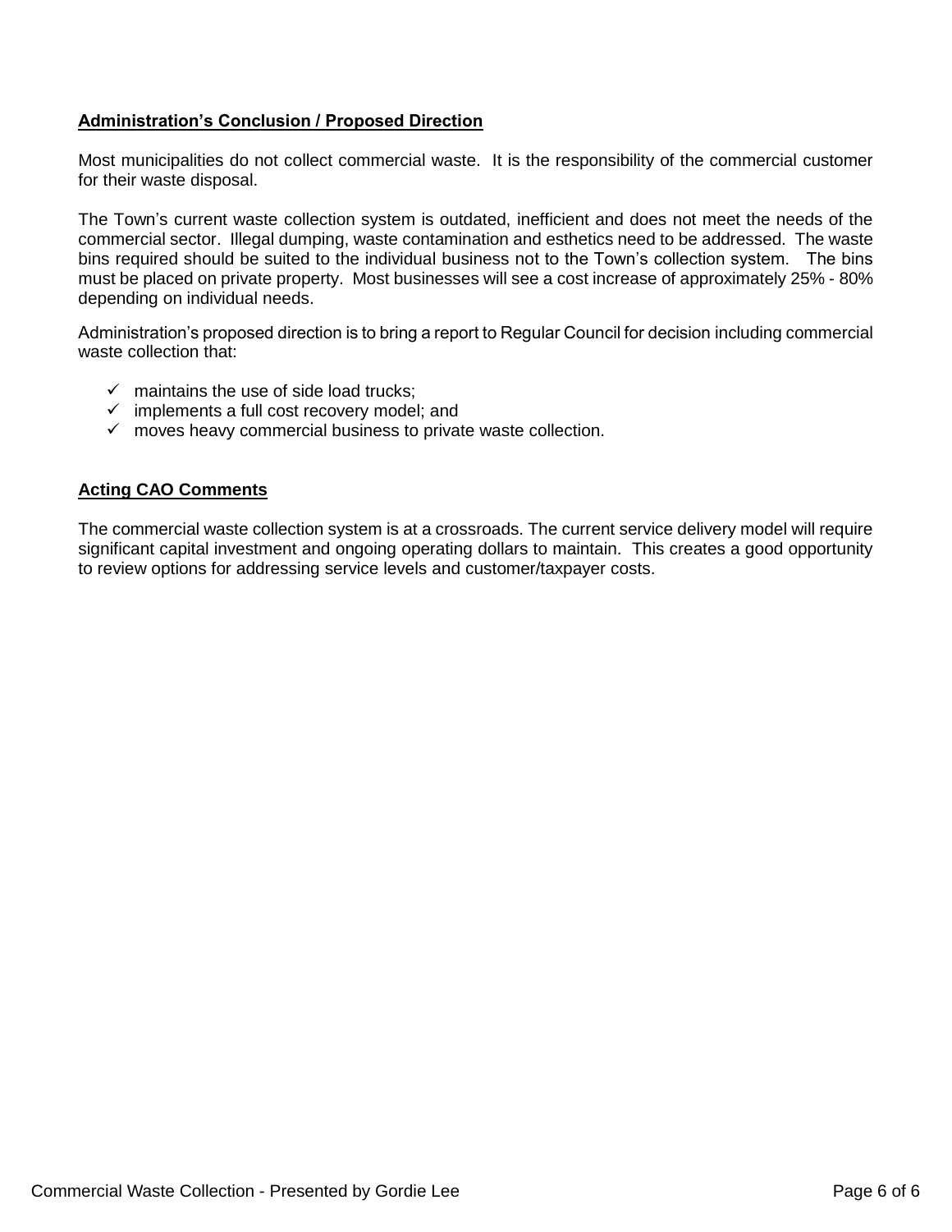**Administration's Conclusion / Proposed Direction**

Most municipalities do not collect commercial waste. It is the responsibility of the commercial customer for their waste disposal.

The Town's current waste collection system is outdated, inefficient and does not meet the needs of the commercial sector. Illegal dumping, waste contamination and esthetics need to be addressed. The waste bins required should be suited to the individual business not to the Town's collection system. The bins must be placed on private property. Most businesses will see a cost increase of approximately 25% - 80% depending on individual needs.

Administration's proposed direction is to bring a report to Regular Council for decision including commercial waste collection that:

- ✓ maintains the use of side load trucks;
- ✓ implements a full cost recovery model; and
- ✓ moves heavy commercial business to private waste collection.

**Acting CAO Comments**

The commercial waste collection system is at a crossroads. The current service delivery model will require significant capital investment and ongoing operating dollars to maintain. This creates a good opportunity to review options for addressing service levels and customer/taxpayer costs.